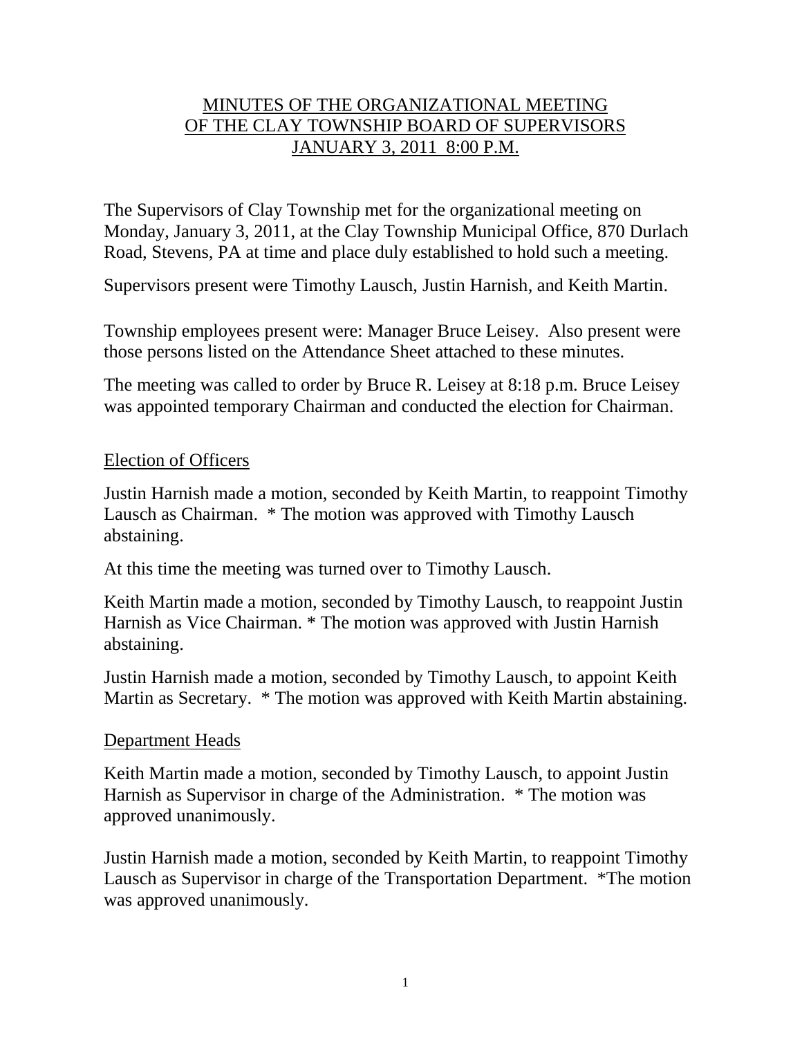# MINUTES OF THE ORGANIZATIONAL MEETING OF THE CLAY TOWNSHIP BOARD OF SUPERVISORS JANUARY 3, 2011 8:00 P.M.

The Supervisors of Clay Township met for the organizational meeting on Monday, January 3, 2011, at the Clay Township Municipal Office, 870 Durlach Road, Stevens, PA at time and place duly established to hold such a meeting.

Supervisors present were Timothy Lausch, Justin Harnish, and Keith Martin.

Township employees present were: Manager Bruce Leisey. Also present were those persons listed on the Attendance Sheet attached to these minutes.

The meeting was called to order by Bruce R. Leisey at 8:18 p.m. Bruce Leisey was appointed temporary Chairman and conducted the election for Chairman.

## Election of Officers

Justin Harnish made a motion, seconded by Keith Martin, to reappoint Timothy Lausch as Chairman. * The motion was approved with Timothy Lausch abstaining.

At this time the meeting was turned over to Timothy Lausch.

Keith Martin made a motion, seconded by Timothy Lausch, to reappoint Justin Harnish as Vice Chairman. * The motion was approved with Justin Harnish abstaining.

Justin Harnish made a motion, seconded by Timothy Lausch, to appoint Keith Martin as Secretary. * The motion was approved with Keith Martin abstaining.

## Department Heads

Keith Martin made a motion, seconded by Timothy Lausch, to appoint Justin Harnish as Supervisor in charge of the Administration. * The motion was approved unanimously.

Justin Harnish made a motion, seconded by Keith Martin, to reappoint Timothy Lausch as Supervisor in charge of the Transportation Department. *The motion was approved unanimously.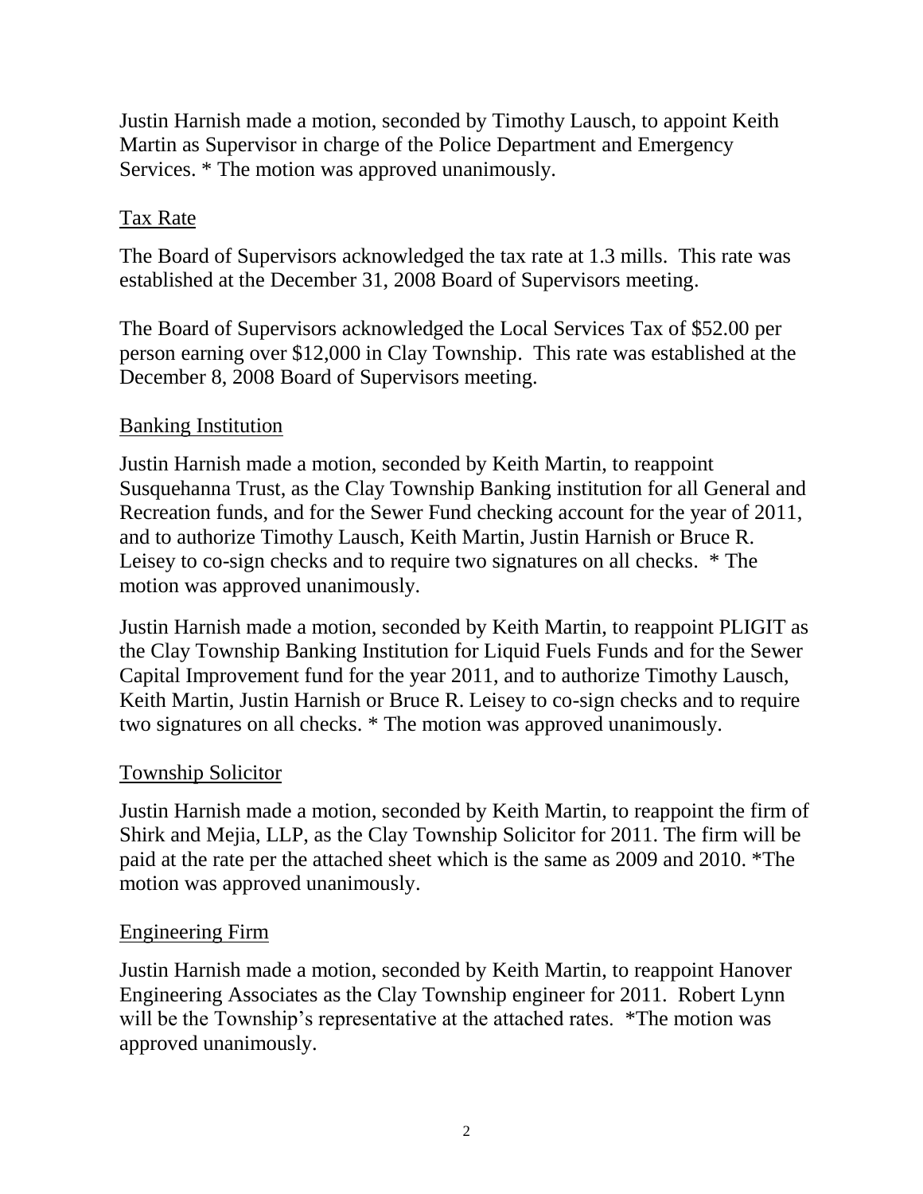Justin Harnish made a motion, seconded by Timothy Lausch, to appoint Keith Martin as Supervisor in charge of the Police Department and Emergency Services. * The motion was approved unanimously.

## Tax Rate

The Board of Supervisors acknowledged the tax rate at 1.3 mills. This rate was established at the December 31, 2008 Board of Supervisors meeting.

The Board of Supervisors acknowledged the Local Services Tax of $52.00 per person earning over $12,000 in Clay Township. This rate was established at the December 8, 2008 Board of Supervisors meeting.

## Banking Institution

Justin Harnish made a motion, seconded by Keith Martin, to reappoint Susquehanna Trust, as the Clay Township Banking institution for all General and Recreation funds, and for the Sewer Fund checking account for the year of 2011, and to authorize Timothy Lausch, Keith Martin, Justin Harnish or Bruce R. Leisey to co-sign checks and to require two signatures on all checks. * The motion was approved unanimously.

Justin Harnish made a motion, seconded by Keith Martin, to reappoint PLIGIT as the Clay Township Banking Institution for Liquid Fuels Funds and for the Sewer Capital Improvement fund for the year 2011, and to authorize Timothy Lausch, Keith Martin, Justin Harnish or Bruce R. Leisey to co-sign checks and to require two signatures on all checks. * The motion was approved unanimously.

## Township Solicitor

Justin Harnish made a motion, seconded by Keith Martin, to reappoint the firm of Shirk and Mejia, LLP, as the Clay Township Solicitor for 2011. The firm will be paid at the rate per the attached sheet which is the same as 2009 and 2010. *The motion was approved unanimously.

## Engineering Firm

Justin Harnish made a motion, seconded by Keith Martin, to reappoint Hanover Engineering Associates as the Clay Township engineer for 2011. Robert Lynn will be the Township's representative at the attached rates. *The motion was approved unanimously.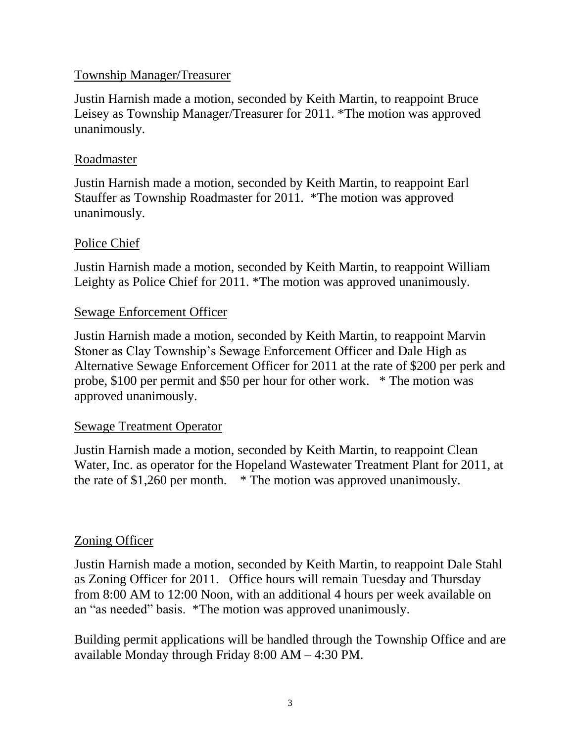Township Manager/Treasurer

Justin Harnish made a motion, seconded by Keith Martin, to reappoint Bruce Leisey as Township Manager/Treasurer for 2011. *The motion was approved unanimously.

Roadmaster

Justin Harnish made a motion, seconded by Keith Martin, to reappoint Earl Stauffer as Township Roadmaster for 2011. *The motion was approved unanimously.

Police Chief

Justin Harnish made a motion, seconded by Keith Martin, to reappoint William Leighty as Police Chief for 2011. *The motion was approved unanimously.

Sewage Enforcement Officer

Justin Harnish made a motion, seconded by Keith Martin, to reappoint Marvin Stoner as Clay Township's Sewage Enforcement Officer and Dale High as Alternative Sewage Enforcement Officer for 2011 at the rate of $200 per perk and probe, $100 per permit and $50 per hour for other work. * The motion was approved unanimously.

Sewage Treatment Operator

Justin Harnish made a motion, seconded by Keith Martin, to reappoint Clean Water, Inc. as operator for the Hopeland Wastewater Treatment Plant for 2011, at the rate of $1,260 per month. * The motion was approved unanimously.

Zoning Officer

Justin Harnish made a motion, seconded by Keith Martin, to reappoint Dale Stahl as Zoning Officer for 2011. Office hours will remain Tuesday and Thursday from 8:00 AM to 12:00 Noon, with an additional 4 hours per week available on an "as needed" basis. *The motion was approved unanimously.

Building permit applications will be handled through the Township Office and are available Monday through Friday 8:00 AM – 4:30 PM.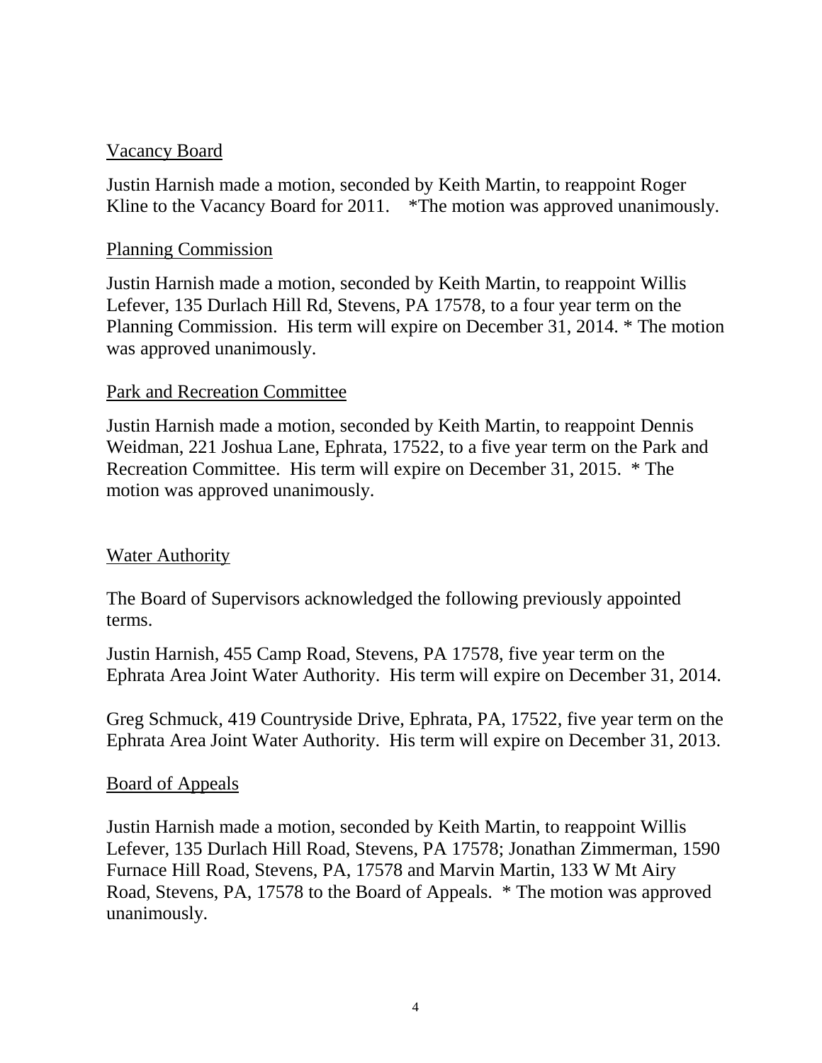<u>Vacancy Board</u>

Justin Harnish made a motion, seconded by Keith Martin, to reappoint Roger Kline to the Vacancy Board for 2011. *The motion was approved unanimously.

<u>Planning Commission</u>

Justin Harnish made a motion, seconded by Keith Martin, to reappoint Willis Lefever, 135 Durlach Hill Rd, Stevens, PA 17578, to a four year term on the Planning Commission. His term will expire on December 31, 2014. * The motion was approved unanimously.

<u>Park and Recreation Committee</u>

Justin Harnish made a motion, seconded by Keith Martin, to reappoint Dennis Weidman, 221 Joshua Lane, Ephrata, 17522, to a five year term on the Park and Recreation Committee. His term will expire on December 31, 2015. * The motion was approved unanimously.

<u>Water Authority</u>

The Board of Supervisors acknowledged the following previously appointed terms.

Justin Harnish, 455 Camp Road, Stevens, PA 17578, five year term on the Ephrata Area Joint Water Authority. His term will expire on December 31, 2014.

Greg Schmuck, 419 Countryside Drive, Ephrata, PA, 17522, five year term on the Ephrata Area Joint Water Authority. His term will expire on December 31, 2013.

<u>Board of Appeals</u>

Justin Harnish made a motion, seconded by Keith Martin, to reappoint Willis Lefever, 135 Durlach Hill Road, Stevens, PA 17578; Jonathan Zimmerman, 1590 Furnace Hill Road, Stevens, PA, 17578 and Marvin Martin, 133 W Mt Airy Road, Stevens, PA, 17578 to the Board of Appeals. * The motion was approved unanimously.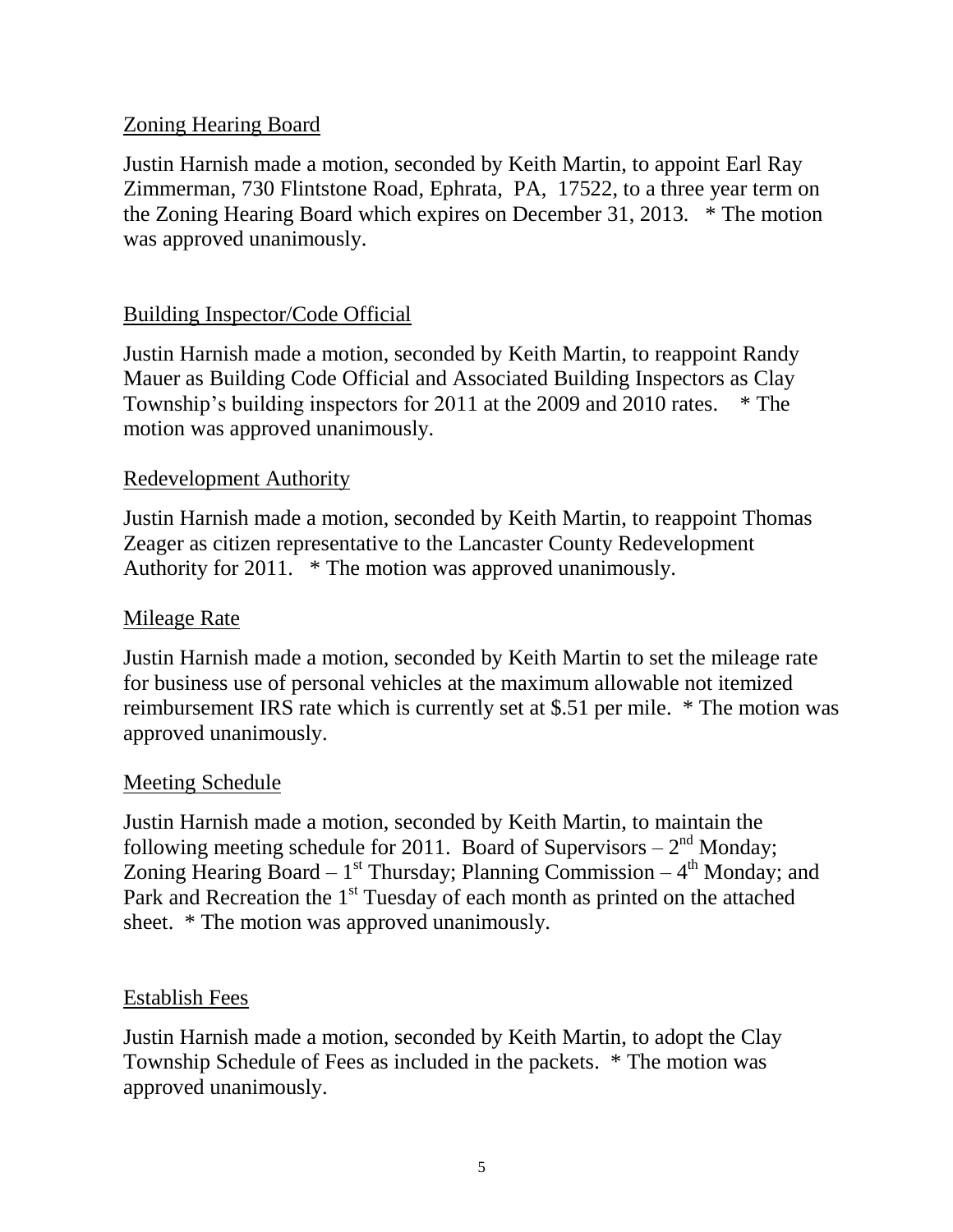<u>Zoning Hearing Board</u>

Justin Harnish made a motion, seconded by Keith Martin, to appoint Earl Ray Zimmerman, 730 Flintstone Road, Ephrata, PA, 17522, to a three year term on the Zoning Hearing Board which expires on December 31, 2013. * The motion was approved unanimously.

<u>Building Inspector/Code Official</u>

Justin Harnish made a motion, seconded by Keith Martin, to reappoint Randy Mauer as Building Code Official and Associated Building Inspectors as Clay Township's building inspectors for 2011 at the 2009 and 2010 rates. * The motion was approved unanimously.

<u>Redevelopment Authority</u>

Justin Harnish made a motion, seconded by Keith Martin, to reappoint Thomas Zeager as citizen representative to the Lancaster County Redevelopment Authority for 2011. * The motion was approved unanimously.

<u>Mileage Rate</u>

Justin Harnish made a motion, seconded by Keith Martin to set the mileage rate for business use of personal vehicles at the maximum allowable not itemized reimbursement IRS rate which is currently set at $.51 per mile. * The motion was approved unanimously.

<u>Meeting Schedule</u>

Justin Harnish made a motion, seconded by Keith Martin, to maintain the following meeting schedule for 2011. Board of Supervisors – 2nd Monday; Zoning Hearing Board – 1st Thursday; Planning Commission – 4th Monday; and Park and Recreation the 1st Tuesday of each month as printed on the attached sheet. * The motion was approved unanimously.

<u>Establish Fees</u>

Justin Harnish made a motion, seconded by Keith Martin, to adopt the Clay Township Schedule of Fees as included in the packets. * The motion was approved unanimously.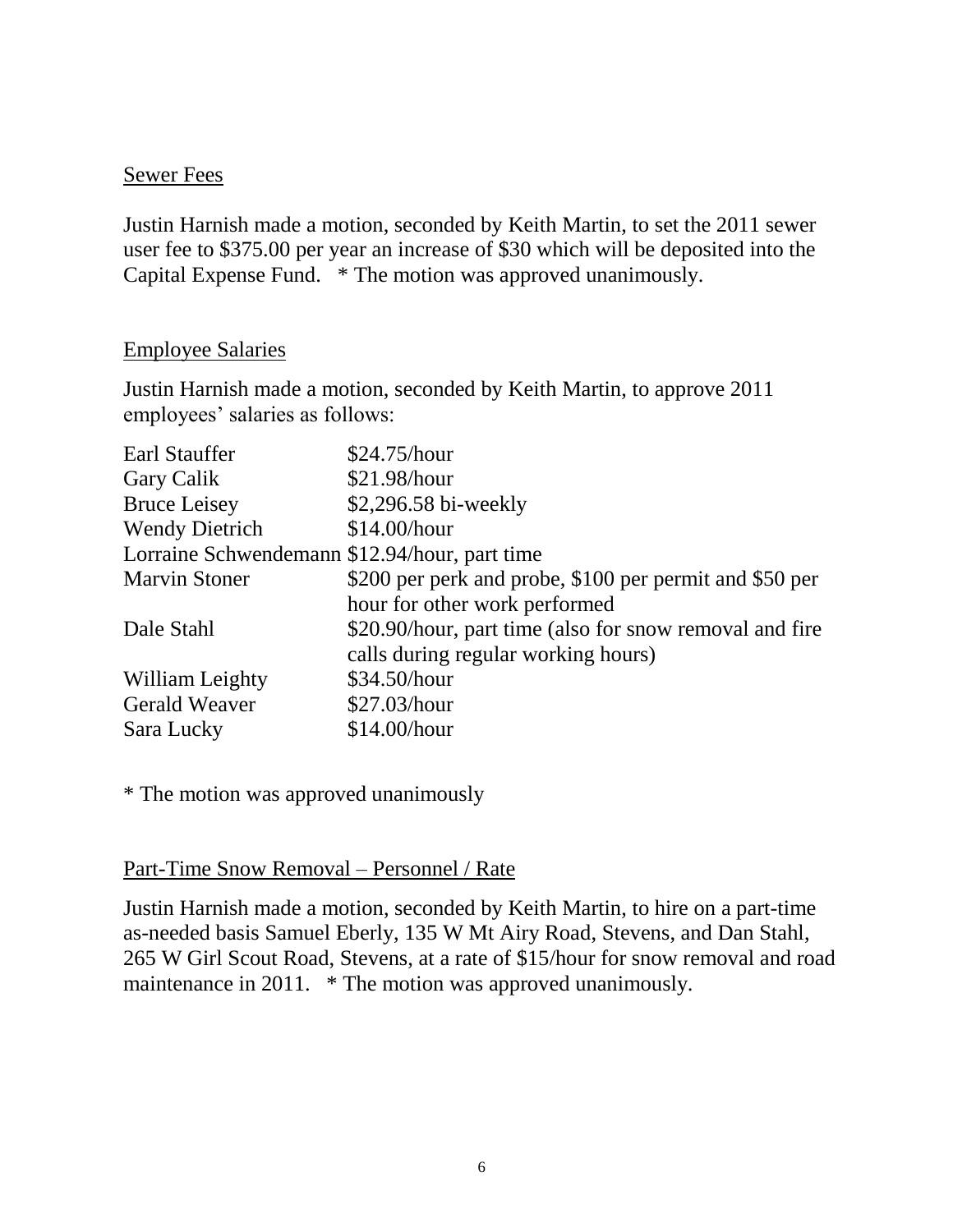Sewer Fees

Justin Harnish made a motion, seconded by Keith Martin, to set the 2011 sewer user fee to $375.00 per year an increase of $30 which will be deposited into the Capital Expense Fund. * The motion was approved unanimously.

Employee Salaries

Justin Harnish made a motion, seconded by Keith Martin, to approve 2011 employees' salaries as follows:

| | |
|---|---|
| Earl Stauffer | $24.75/hour |
| Gary Calik | $21.98/hour |
| Bruce Leisey | $2,296.58 bi-weekly |
| Wendy Dietrich | $14.00/hour |
| Lorraine Schwendemann | $12.94/hour, part time |
| Marvin Stoner | $200 per perk and probe, $100 per permit and $50 per hour for other work performed |
| Dale Stahl | $20.90/hour, part time (also for snow removal and fire calls during regular working hours) |
| William Leighty | $34.50/hour |
| Gerald Weaver | $27.03/hour |
| Sara Lucky | $14.00/hour |

* The motion was approved unanimously

Part-Time Snow Removal – Personnel / Rate

Justin Harnish made a motion, seconded by Keith Martin, to hire on a part-time as-needed basis Samuel Eberly, 135 W Mt Airy Road, Stevens, and Dan Stahl, 265 W Girl Scout Road, Stevens, at a rate of $15/hour for snow removal and road maintenance in 2011. * The motion was approved unanimously.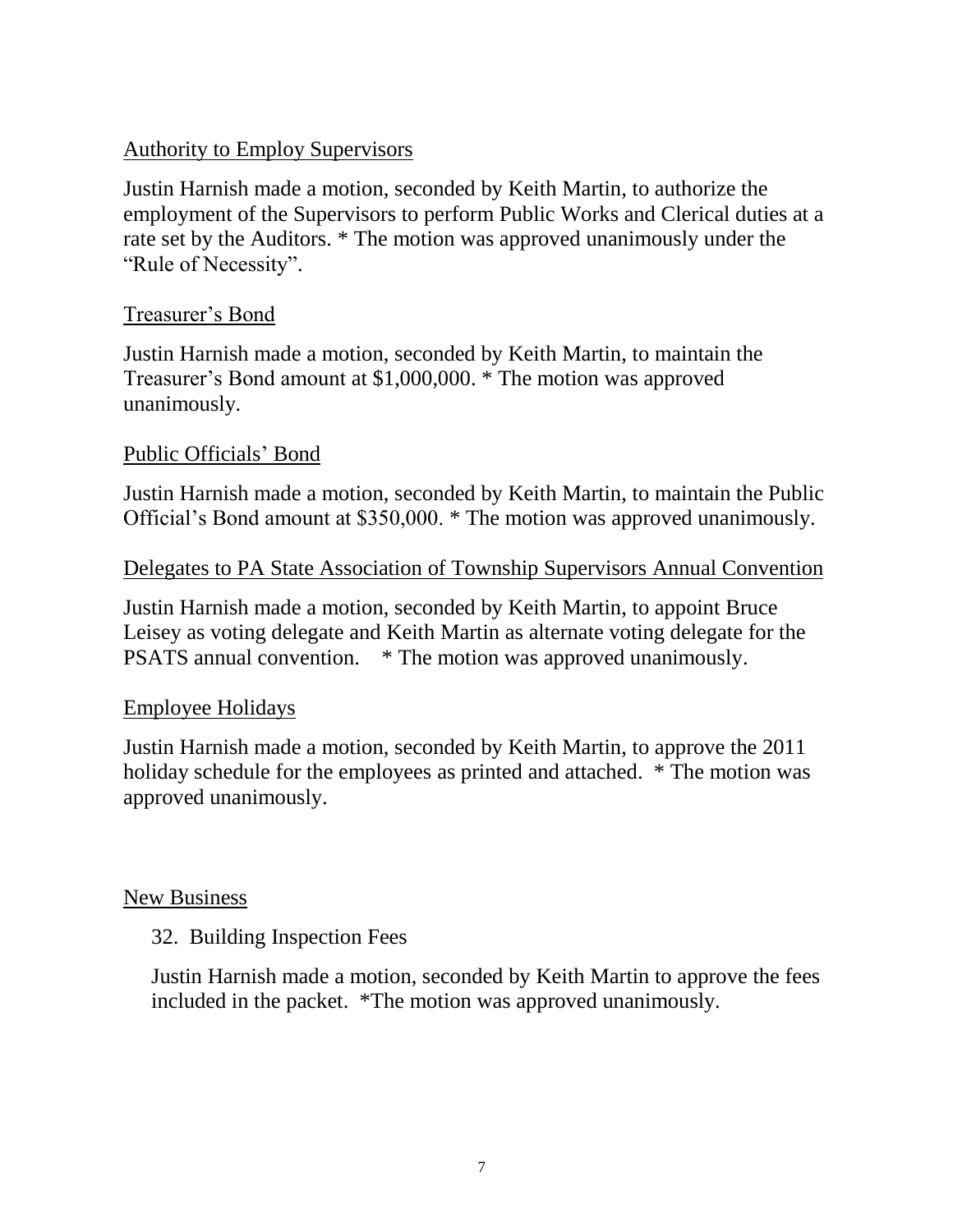<u>Authority to Employ Supervisors</u>

Justin Harnish made a motion, seconded by Keith Martin, to authorize the employment of the Supervisors to perform Public Works and Clerical duties at a rate set by the Auditors. * The motion was approved unanimously under the "Rule of Necessity".

<u>Treasurer's Bond</u>

Justin Harnish made a motion, seconded by Keith Martin, to maintain the Treasurer's Bond amount at $1,000,000. * The motion was approved unanimously.

<u>Public Officials' Bond</u>

Justin Harnish made a motion, seconded by Keith Martin, to maintain the Public Official's Bond amount at $350,000. * The motion was approved unanimously.

<u>Delegates to PA State Association of Township Supervisors Annual Convention</u>

Justin Harnish made a motion, seconded by Keith Martin, to appoint Bruce Leisey as voting delegate and Keith Martin as alternate voting delegate for the PSATS annual convention. * The motion was approved unanimously.

<u>Employee Holidays</u>

Justin Harnish made a motion, seconded by Keith Martin, to approve the 2011 holiday schedule for the employees as printed and attached. * The motion was approved unanimously.

<u>New Business</u>

32. Building Inspection Fees

Justin Harnish made a motion, seconded by Keith Martin to approve the fees included in the packet. *The motion was approved unanimously.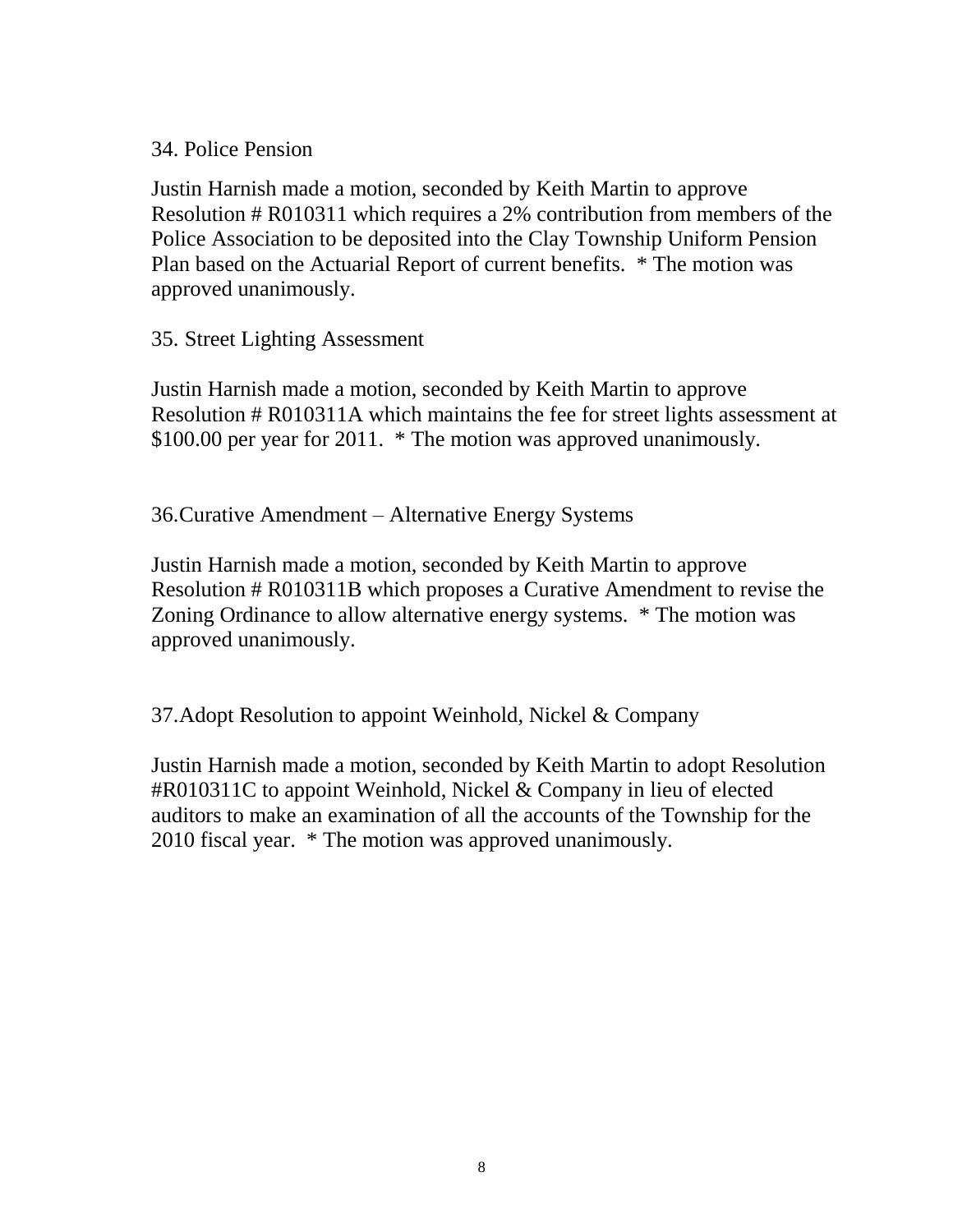34. Police Pension

Justin Harnish made a motion, seconded by Keith Martin to approve Resolution # R010311 which requires a 2% contribution from members of the Police Association to be deposited into the Clay Township Uniform Pension Plan based on the Actuarial Report of current benefits. * The motion was approved unanimously.

35. Street Lighting Assessment

Justin Harnish made a motion, seconded by Keith Martin to approve Resolution # R010311A which maintains the fee for street lights assessment at $100.00 per year for 2011. * The motion was approved unanimously.

36.Curative Amendment – Alternative Energy Systems

Justin Harnish made a motion, seconded by Keith Martin to approve Resolution # R010311B which proposes a Curative Amendment to revise the Zoning Ordinance to allow alternative energy systems. * The motion was approved unanimously.

37.Adopt Resolution to appoint Weinhold, Nickel & Company

Justin Harnish made a motion, seconded by Keith Martin to adopt Resolution #R010311C to appoint Weinhold, Nickel & Company in lieu of elected auditors to make an examination of all the accounts of the Township for the 2010 fiscal year. * The motion was approved unanimously.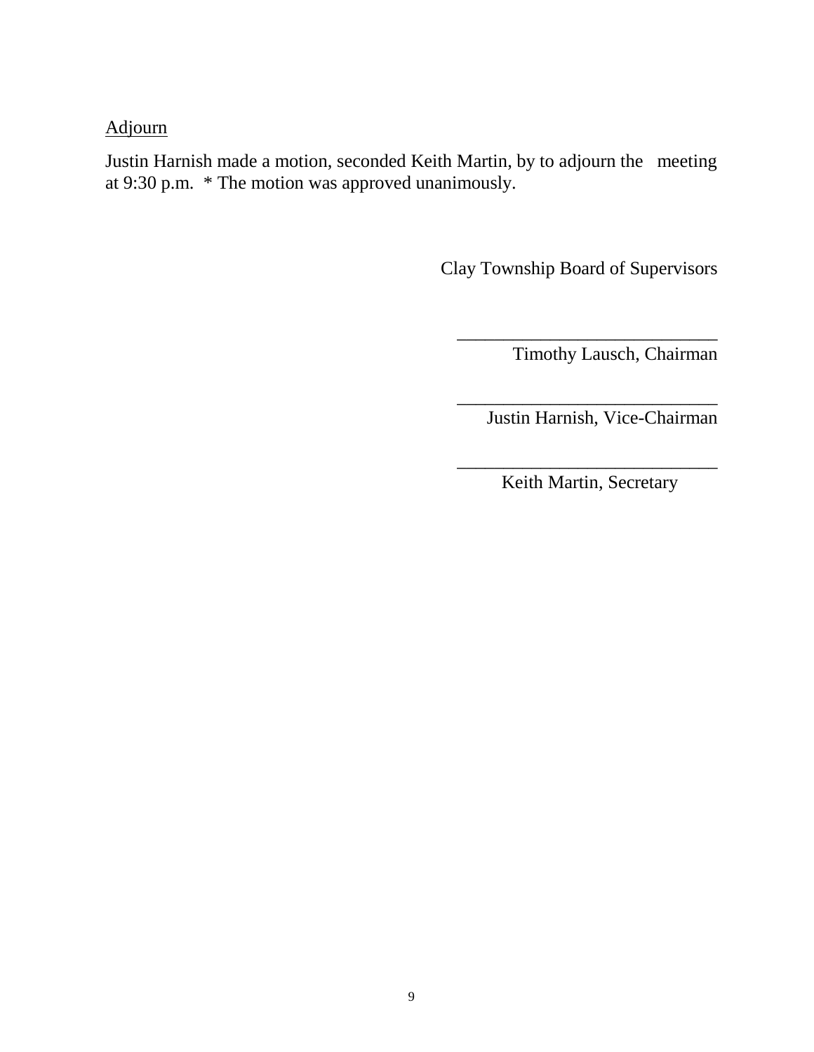<u>Adjourn</u>

Justin Harnish made a motion, seconded Keith Martin, by to adjourn the meeting at 9:30 p.m. * The motion was approved unanimously.

Clay Township Board of Supervisors

_____________________________
Timothy Lausch, Chairman

_____________________________
Justin Harnish, Vice-Chairman

_____________________________
Keith Martin, Secretary